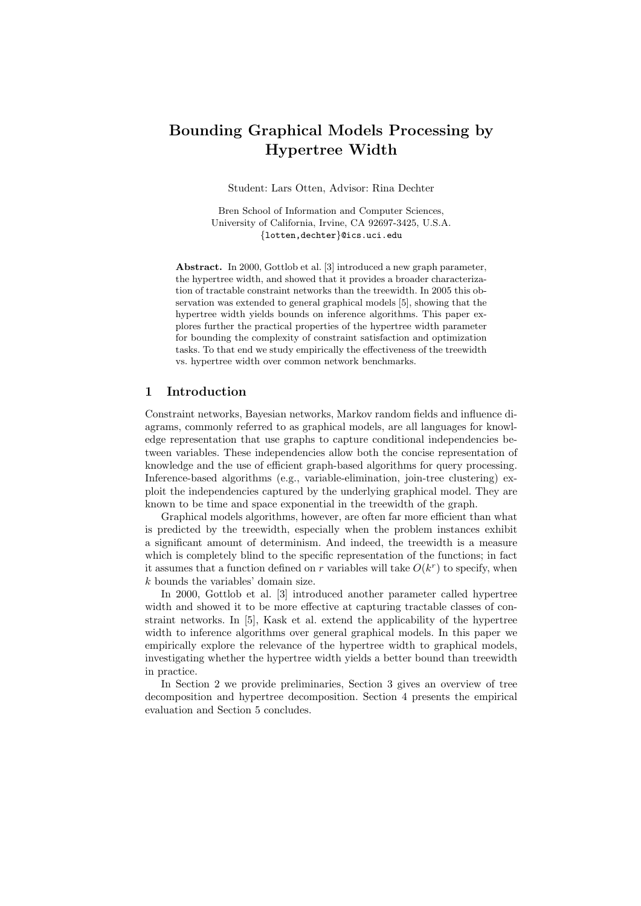# Bounding Graphical Models Processing by Hypertree Width

Student: Lars Otten, Advisor: Rina Dechter

Bren School of Information and Computer Sciences,
University of California, Irvine, CA 92697-3425, U.S.A.
{lotten,dechter}@ics.uci.edu

**Abstract.** In 2000, Gottlob et al. [3] introduced a new graph parameter, the hypertree width, and showed that it provides a broader characterization of tractable constraint networks than the treewidth. In 2005 this observation was extended to general graphical models [5], showing that the hypertree width yields bounds on inference algorithms. This paper explores further the practical properties of the hypertree width parameter for bounding the complexity of constraint satisfaction and optimization tasks. To that end we study empirically the effectiveness of the treewidth vs. hypertree width over common network benchmarks.

## 1 Introduction

Constraint networks, Bayesian networks, Markov random fields and influence diagrams, commonly referred to as graphical models, are all languages for knowledge representation that use graphs to capture conditional independencies between variables. These independencies allow both the concise representation of knowledge and the use of efficient graph-based algorithms for query processing. Inference-based algorithms (e.g., variable-elimination, join-tree clustering) exploit the independencies captured by the underlying graphical model. They are known to be time and space exponential in the treewidth of the graph.

Graphical models algorithms, however, are often far more efficient than what is predicted by the treewidth, especially when the problem instances exhibit a significant amount of determinism. And indeed, the treewidth is a measure which is completely blind to the specific representation of the functions; in fact it assumes that a function defined on $r$ variables will take $O(k^r)$ to specify, when $k$ bounds the variables' domain size.

In 2000, Gottlob et al. [3] introduced another parameter called hypertree width and showed it to be more effective at capturing tractable classes of constraint networks. In [5], Kask et al. extend the applicability of the hypertree width to inference algorithms over general graphical models. In this paper we empirically explore the relevance of the hypertree width to graphical models, investigating whether the hypertree width yields a better bound than treewidth in practice.

In Section 2 we provide preliminaries, Section 3 gives an overview of tree decomposition and hypertree decomposition. Section 4 presents the empirical evaluation and Section 5 concludes.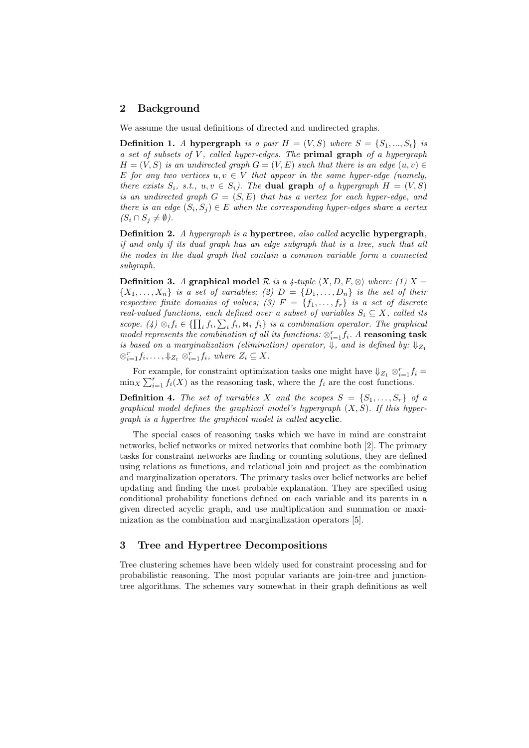## 2 Background

We assume the usual definitions of directed and undirected graphs.

**Definition 1.** *A* **hypergraph** *is a pair $H = (V, S)$ where $S = \{S_1, ..., S_t\}$ is a set of subsets of $V$, called hyper-edges. The* **primal graph** *of a hypergraph $H = (V, S)$ is an undirected graph $G = (V, E)$ such that there is an edge $(u, v) \in E$ for any two vertices $u, v \in V$ that appear in the same hyper-edge (namely, there exists $S_i$, s.t., $u, v \in S_i$). The* **dual graph** *of a hypergraph $H = (V, S)$ is an undirected graph $G = (S, E)$ that has a vertex for each hyper-edge, and there is an edge $(S_i, S_j) \in E$ when the corresponding hyper-edges share a vertex ($S_i \cap S_j \neq \emptyset$).*

**Definition 2.** *A hypergraph is a* **hypertree***, also called* **acyclic hypergraph***, if and only if its dual graph has an edge subgraph that is a tree, such that all the nodes in the dual graph that contain a common variable form a connected subgraph.*

**Definition 3.** *A* **graphical model** *$\mathcal{R}$ is a 4-tuple $\langle X, D, F, \otimes \rangle$ where: (1) $X = \{X_1, \ldots, X_n\}$ is a set of variables; (2) $D = \{D_1, \ldots, D_n\}$ is the set of their respective finite domains of values; (3) $F = \{f_1, \ldots, f_r\}$ is a set of discrete real-valued functions, each defined over a subset of variables $S_i \subseteq X$, called its scope. (4) $\otimes_i f_i \in \{\prod_i f_i, \sum_i f_i, \bowtie_i f_i\}$ is a combination operator. The graphical model represents the combination of all its functions: $\otimes_{i=1}^r f_i$. A* **reasoning task** *is based on a marginalization (elimination) operator, $\Downarrow$, and is defined by: $\Downarrow_{Z_1} \otimes_{i=1}^r f_i, \ldots, \Downarrow_{Z_t} \otimes_{i=1}^r f_i$, where $Z_i \subseteq X$.*

For example, for constraint optimization tasks one might have $\Downarrow_{Z_1} \otimes_{i=1}^r f_i = \min_X \sum_{i=1}^r f_i(X)$ as the reasoning task, where the $f_i$ are the cost functions.

**Definition 4.** *The set of variables $X$ and the scopes $S = \{S_1, \ldots, S_r\}$ of a graphical model defines the graphical model's hypergraph $(X, S)$. If this hypergraph is a hypertree the graphical model is called* **acyclic***.*

The special cases of reasoning tasks which we have in mind are constraint networks, belief networks or mixed networks that combine both [2]. The primary tasks for constraint networks are finding or counting solutions, they are defined using relations as functions, and relational join and project as the combination and marginalization operators. The primary tasks over belief networks are belief updating and finding the most probable explanation. They are specified using conditional probability functions defined on each variable and its parents in a given directed acyclic graph, and use multiplication and summation or maximization as the combination and marginalization operators [5].

## 3 Tree and Hypertree Decompositions

Tree clustering schemes have been widely used for constraint processing and for probabilistic reasoning. The most popular variants are join-tree and junction-tree algorithms. The schemes vary somewhat in their graph definitions as well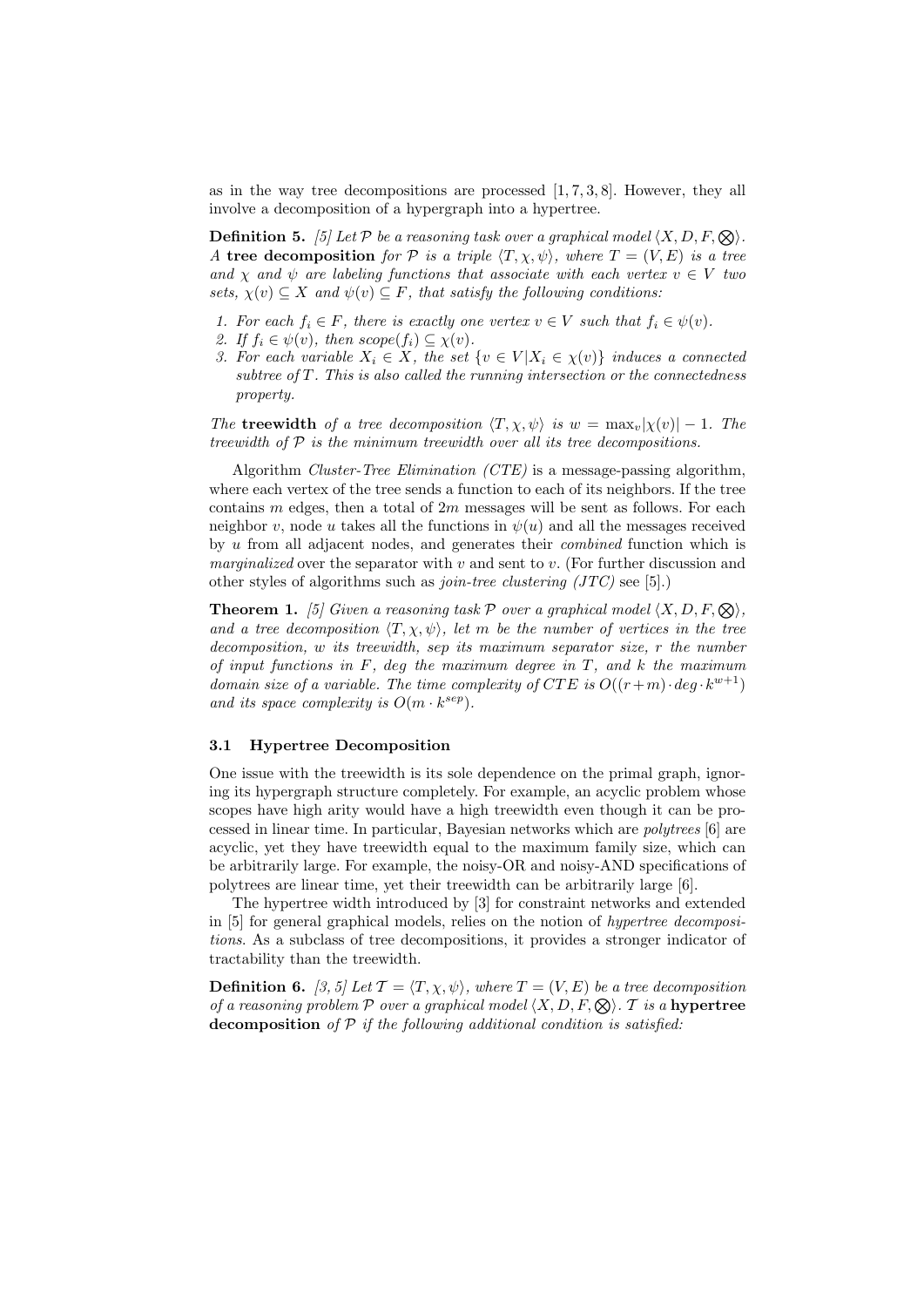as in the way tree decompositions are processed [1, 7, 3, 8]. However, they all involve a decomposition of a hypergraph into a hypertree.

**Definition 5.** *[5] Let $\mathcal{P}$ be a reasoning task over a graphical model $\langle X, D, F, \bigotimes \rangle$. A* **tree decomposition** *for $\mathcal{P}$ is a triple $\langle T, \chi, \psi \rangle$, where $T = (V, E)$ is a tree and $\chi$ and $\psi$ are labeling functions that associate with each vertex $v \in V$ two sets, $\chi(v) \subseteq X$ and $\psi(v) \subseteq F$, that satisfy the following conditions:*

1. *For each $f_i \in F$, there is exactly one vertex $v \in V$ such that $f_i \in \psi(v)$.*
2. *If $f_i \in \psi(v)$, then $scope(f_i) \subseteq \chi(v)$.*
3. *For each variable $X_i \in X$, the set $\{v \in V | X_i \in \chi(v)\}$ induces a connected subtree of $T$. This is also called the running intersection or the connectedness property.*

*The* **treewidth** *of a tree decomposition $\langle T, \chi, \psi \rangle$ is $w = \max_v |\chi(v)| - 1$. The treewidth of $\mathcal{P}$ is the minimum treewidth over all its tree decompositions.*

Algorithm *Cluster-Tree Elimination (CTE)* is a message-passing algorithm, where each vertex of the tree sends a function to each of its neighbors. If the tree contains $m$ edges, then a total of $2m$ messages will be sent as follows. For each neighbor $v$, node $u$ takes all the functions in $\psi(u)$ and all the messages received by $u$ from all adjacent nodes, and generates their *combined* function which is *marginalized* over the separator with $v$ and sent to $v$. (For further discussion and other styles of algorithms such as *join-tree clustering (JTC)* see [5].)

**Theorem 1.** *[5] Given a reasoning task $\mathcal{P}$ over a graphical model $\langle X, D, F, \bigotimes \rangle$, and a tree decomposition $\langle T, \chi, \psi \rangle$, let $m$ be the number of vertices in the tree decomposition, $w$ its treewidth, sep its maximum separator size, $r$ the number of input functions in $F$, deg the maximum degree in $T$, and $k$ the maximum domain size of a variable. The time complexity of $CTE$ is $O((r+m) \cdot deg \cdot k^{w+1})$ and its space complexity is $O(m \cdot k^{sep})$.*

### 3.1 Hypertree Decomposition

One issue with the treewidth is its sole dependence on the primal graph, ignoring its hypergraph structure completely. For example, an acyclic problem whose scopes have high arity would have a high treewidth even though it can be processed in linear time. In particular, Bayesian networks which are *polytrees* [6] are acyclic, yet they have treewidth equal to the maximum family size, which can be arbitrarily large. For example, the noisy-OR and noisy-AND specifications of polytrees are linear time, yet their treewidth can be arbitrarily large [6].

The hypertree width introduced by [3] for constraint networks and extended in [5] for general graphical models, relies on the notion of *hypertree decompositions*. As a subclass of tree decompositions, it provides a stronger indicator of tractability than the treewidth.

**Definition 6.** *[3, 5] Let $\mathcal{T} = \langle T, \chi, \psi \rangle$, where $T = (V, E)$ be a tree decomposition of a reasoning problem $\mathcal{P}$ over a graphical model $\langle X, D, F, \bigotimes \rangle$. $\mathcal{T}$ is a* **hypertree decomposition** *of $\mathcal{P}$ if the following additional condition is satisfied:*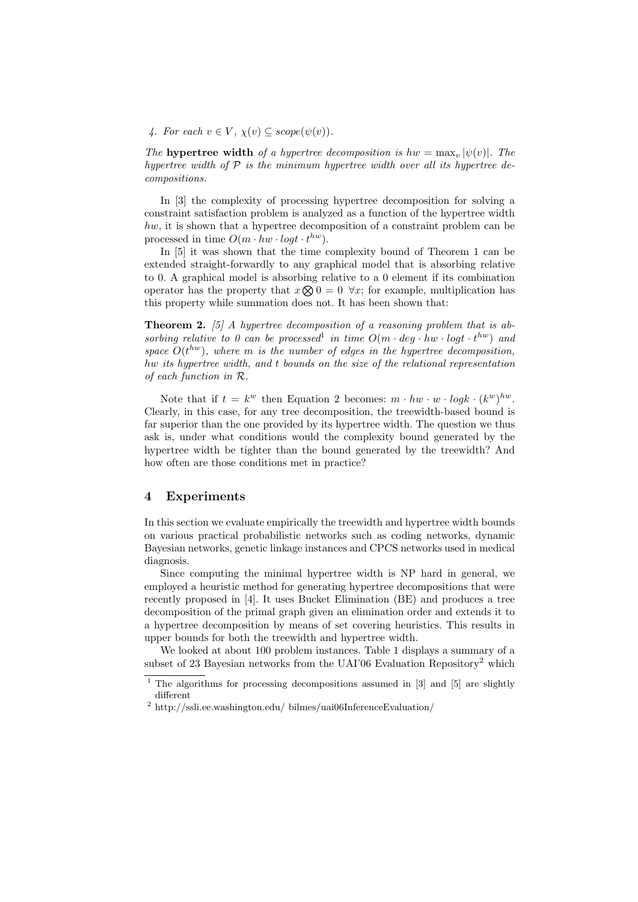*4. For each $v \in V$, $\chi(v) \subseteq scope(\psi(v))$.*

*The* **hypertree width** *of a hypertree decomposition is $hw = \max_v |\psi(v)|$. The hypertree width of $\mathcal{P}$ is the minimum hypertree width over all its hypertree decompositions.*

In [3] the complexity of processing hypertree decomposition for solving a constraint satisfaction problem is analyzed as a function of the hypertree width $hw$, it is shown that a hypertree decomposition of a constraint problem can be processed in time $O(m \cdot hw \cdot logt \cdot t^{hw})$.

In [5] it was shown that the time complexity bound of Theorem 1 can be extended straight-forwardly to any graphical model that is absorbing relative to 0. A graphical model is absorbing relative to a 0 element if its combination operator has the property that $x \bigotimes 0 = 0 \;\; \forall x$; for example, multiplication has this property while summation does not. It has been shown that:

**Theorem 2.** *[5] A hypertree decomposition of a reasoning problem that is absorbing relative to 0 can be processed[1] in time $O(m \cdot deg \cdot hw \cdot logt \cdot t^{hw})$ and space $O(t^{hw})$, where $m$ is the number of edges in the hypertree decomposition, $hw$ its hypertree width, and $t$ bounds on the size of the relational representation of each function in $\mathcal{R}$.*

Note that if $t = k^w$ then Equation 2 becomes: $m \cdot hw \cdot w \cdot logk \cdot (k^w)^{hw}$. Clearly, in this case, for any tree decomposition, the treewidth-based bound is far superior than the one provided by its hypertree width. The question we thus ask is, under what conditions would the complexity bound generated by the hypertree width be tighter than the bound generated by the treewidth? And how often are those conditions met in practice?

## 4 Experiments

In this section we evaluate empirically the treewidth and hypertree width bounds on various practical probabilistic networks such as coding networks, dynamic Bayesian networks, genetic linkage instances and CPCS networks used in medical diagnosis.

Since computing the minimal hypertree width is NP hard in general, we employed a heuristic method for generating hypertree decompositions that were recently proposed in [4]. It uses Bucket Elimination (BE) and produces a tree decomposition of the primal graph given an elimination order and extends it to a hypertree decomposition by means of set covering heuristics. This results in upper bounds for both the treewidth and hypertree width.

We looked at about 100 problem instances. Table 1 displays a summary of a subset of 23 Bayesian networks from the UAI'06 Evaluation Repository[2] which

[1] The algorithms for processing decompositions assumed in [3] and [5] are slightly different

[2] http://ssli.ee.washington.edu/ bilmes/uai06InferenceEvaluation/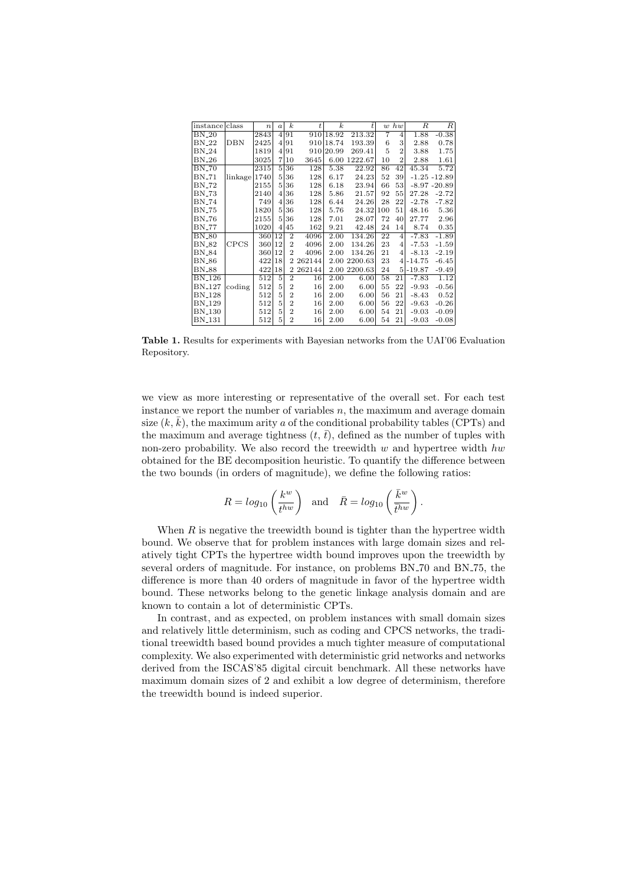| instance | class | $n$ | $a$ | $k$ | $t$ | $\bar{k}$ | $\bar{t}$ | $w$ | $hw$ | $R$ | $\bar{R}$ |
|---|---|---|---|---|---|---|---|---|---|---|---|
| BN_20 | | 2843 | 4 | 91 | 910 | 18.92 | 213.32 | 7 | 4 | 1.88 | -0.38 |
| BN_22 | DBN | 2425 | 4 | 91 | 910 | 18.74 | 193.39 | 6 | 3 | 2.88 | 0.78 |
| BN_24 | | 1819 | 4 | 91 | 910 | 20.99 | 269.41 | 5 | 2 | 3.88 | 1.75 |
| BN_26 | | 3025 | 7 | 10 | 3645 | 6.00 | 1222.67 | 10 | 2 | 2.88 | 1.61 |
| BN_70 | | 2315 | 5 | 36 | 128 | 5.38 | 22.92 | 86 | 42 | 45.34 | 5.72 |
| BN_71 | linkage | 1740 | 5 | 36 | 128 | 6.17 | 24.23 | 52 | 39 | -1.25 | -12.89 |
| BN_72 | | 2155 | 5 | 36 | 128 | 6.18 | 23.94 | 66 | 53 | -8.97 | -20.89 |
| BN_73 | | 2140 | 4 | 36 | 128 | 5.86 | 21.57 | 92 | 55 | 27.28 | -2.72 |
| BN_74 | | 749 | 4 | 36 | 128 | 6.44 | 24.26 | 28 | 22 | -2.78 | -7.82 |
| BN_75 | | 1820 | 5 | 36 | 128 | 5.76 | 24.32 | 100 | 51 | 48.16 | 5.36 |
| BN_76 | | 2155 | 5 | 36 | 128 | 7.01 | 28.07 | 72 | 40 | 27.77 | 2.96 |
| BN_77 | | 1020 | 4 | 45 | 162 | 9.21 | 42.48 | 24 | 14 | 8.74 | 0.35 |
| BN_80 | | 360 | 12 | 2 | 4096 | 2.00 | 134.26 | 22 | 4 | -7.83 | -1.89 |
| BN_82 | CPCS | 360 | 12 | 2 | 4096 | 2.00 | 134.26 | 23 | 4 | -7.53 | -1.59 |
| BN_84 | | 360 | 12 | 2 | 4096 | 2.00 | 134.26 | 21 | 4 | -8.13 | -2.19 |
| BN_86 | | 422 | 18 | 2 | 262144 | 2.00 | 2200.63 | 23 | 4 | -14.75 | -6.45 |
| BN_88 | | 422 | 18 | 2 | 262144 | 2.00 | 2200.63 | 24 | 5 | -19.87 | -9.49 |
| BN_126 | | 512 | 5 | 2 | 16 | 2.00 | 6.00 | 58 | 21 | -7.83 | 1.12 |
| BN_127 | coding | 512 | 5 | 2 | 16 | 2.00 | 6.00 | 55 | 22 | -9.93 | -0.56 |
| BN_128 | | 512 | 5 | 2 | 16 | 2.00 | 6.00 | 56 | 21 | -8.43 | 0.52 |
| BN_129 | | 512 | 5 | 2 | 16 | 2.00 | 6.00 | 56 | 22 | -9.63 | -0.26 |
| BN_130 | | 512 | 5 | 2 | 16 | 2.00 | 6.00 | 54 | 21 | -9.03 | -0.09 |
| BN_131 | | 512 | 5 | 2 | 16 | 2.00 | 6.00 | 54 | 21 | -9.03 | -0.08 |

**Table 1.** Results for experiments with Bayesian networks from the UAI'06 Evaluation Repository.

we view as more interesting or representative of the overall set. For each test instance we report the number of variables $n$, the maximum and average domain size $(k, \bar{k})$, the maximum arity $a$ of the conditional probability tables (CPTs) and the maximum and average tightness $(t, \bar{t})$, defined as the number of tuples with non-zero probability. We also record the treewidth $w$ and hypertree width $hw$ obtained for the BE decomposition heuristic. To quantify the difference between the two bounds (in orders of magnitude), we define the following ratios:

$$R = log_{10}\left(\frac{k^w}{t^{hw}}\right) \quad \text{and} \quad \bar{R} = log_{10}\left(\frac{\bar{k}^w}{\bar{t}^{hw}}\right).$$

When $R$ is negative the treewidth bound is tighter than the hypertree width bound. We observe that for problem instances with large domain sizes and relatively tight CPTs the hypertree width bound improves upon the treewidth by several orders of magnitude. For instance, on problems BN_70 and BN_75, the difference is more than 40 orders of magnitude in favor of the hypertree width bound. These networks belong to the genetic linkage analysis domain and are known to contain a lot of deterministic CPTs.

In contrast, and as expected, on problem instances with small domain sizes and relatively little determinism, such as coding and CPCS networks, the traditional treewidth based bound provides a much tighter measure of computational complexity. We also experimented with deterministic grid networks and networks derived from the ISCAS'85 digital circuit benchmark. All these networks have maximum domain sizes of 2 and exhibit a low degree of determinism, therefore the treewidth bound is indeed superior.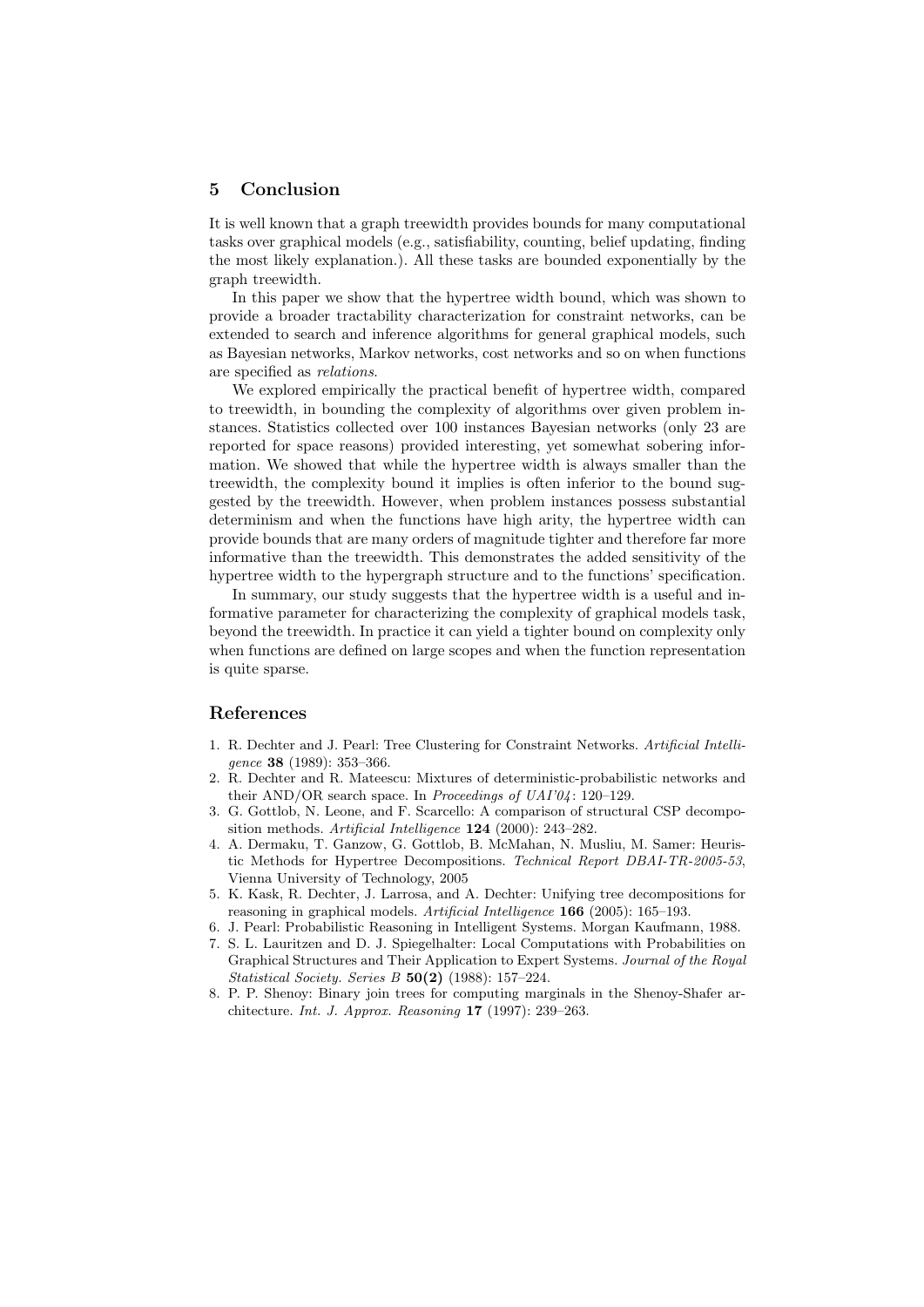## 5 Conclusion

It is well known that a graph treewidth provides bounds for many computational tasks over graphical models (e.g., satisfiability, counting, belief updating, finding the most likely explanation.). All these tasks are bounded exponentially by the graph treewidth.

In this paper we show that the hypertree width bound, which was shown to provide a broader tractability characterization for constraint networks, can be extended to search and inference algorithms for general graphical models, such as Bayesian networks, Markov networks, cost networks and so on when functions are specified as *relations*.

We explored empirically the practical benefit of hypertree width, compared to treewidth, in bounding the complexity of algorithms over given problem instances. Statistics collected over 100 instances Bayesian networks (only 23 are reported for space reasons) provided interesting, yet somewhat sobering information. We showed that while the hypertree width is always smaller than the treewidth, the complexity bound it implies is often inferior to the bound suggested by the treewidth. However, when problem instances possess substantial determinism and when the functions have high arity, the hypertree width can provide bounds that are many orders of magnitude tighter and therefore far more informative than the treewidth. This demonstrates the added sensitivity of the hypertree width to the hypergraph structure and to the functions' specification.

In summary, our study suggests that the hypertree width is a useful and informative parameter for characterizing the complexity of graphical models task, beyond the treewidth. In practice it can yield a tighter bound on complexity only when functions are defined on large scopes and when the function representation is quite sparse.

## References

1. R. Dechter and J. Pearl: Tree Clustering for Constraint Networks. *Artificial Intelligence* **38** (1989): 353–366.
2. R. Dechter and R. Mateescu: Mixtures of deterministic-probabilistic networks and their AND/OR search space. In *Proceedings of UAI'04*: 120–129.
3. G. Gottlob, N. Leone, and F. Scarcello: A comparison of structural CSP decomposition methods. *Artificial Intelligence* **124** (2000): 243–282.
4. A. Dermaku, T. Ganzow, G. Gottlob, B. McMahan, N. Musliu, M. Samer: Heuristic Methods for Hypertree Decompositions. *Technical Report DBAI-TR-2005-53*, Vienna University of Technology, 2005
5. K. Kask, R. Dechter, J. Larrosa, and A. Dechter: Unifying tree decompositions for reasoning in graphical models. *Artificial Intelligence* **166** (2005): 165–193.
6. J. Pearl: Probabilistic Reasoning in Intelligent Systems. Morgan Kaufmann, 1988.
7. S. L. Lauritzen and D. J. Spiegelhalter: Local Computations with Probabilities on Graphical Structures and Their Application to Expert Systems. *Journal of the Royal Statistical Society. Series B* **50(2)** (1988): 157–224.
8. P. P. Shenoy: Binary join trees for computing marginals in the Shenoy-Shafer architecture. *Int. J. Approx. Reasoning* **17** (1997): 239–263.